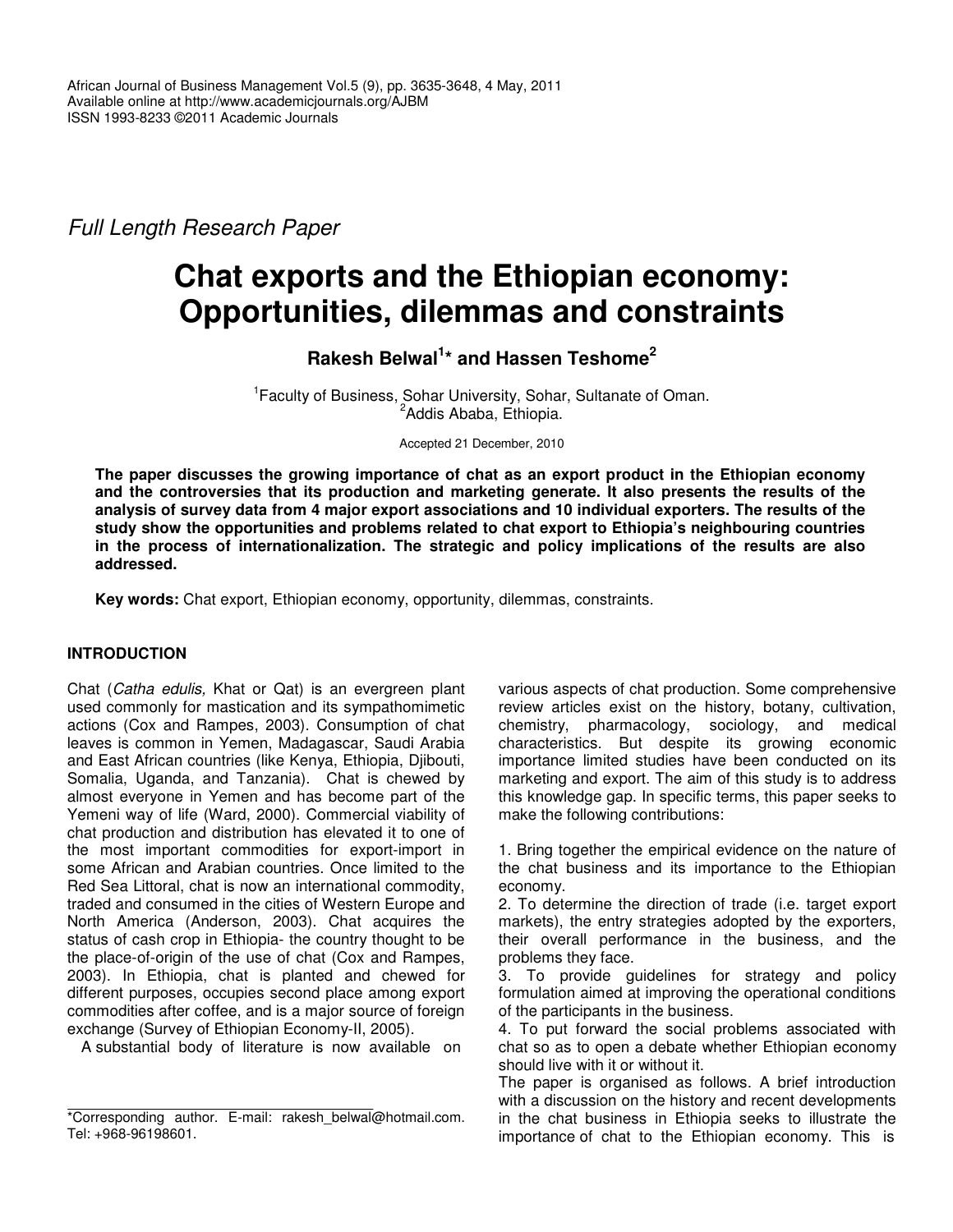*Full Length Research Paper*

# Chat exports and the Ethiopian economy: Opportunities, dilemmas and constraints

**Rakesh Belwal[1]* and Hassen Teshome[2]**

[1]Faculty of Business, Sohar University, Sohar, Sultanate of Oman.
[2]Addis Ababa, Ethiopia.

Accepted 21 December, 2010

**The paper discusses the growing importance of chat as an export product in the Ethiopian economy and the controversies that its production and marketing generate. It also presents the results of the analysis of survey data from 4 major export associations and 10 individual exporters. The results of the study show the opportunities and problems related to chat export to Ethiopia's neighbouring countries in the process of internationalization. The strategic and policy implications of the results are also addressed.**

**Key words:** Chat export, Ethiopian economy, opportunity, dilemmas, constraints.

## INTRODUCTION

Chat (*Catha edulis,* Khat or Qat) is an evergreen plant used commonly for mastication and its sympathomimetic actions (Cox and Rampes, 2003). Consumption of chat leaves is common in Yemen, Madagascar, Saudi Arabia and East African countries (like Kenya, Ethiopia, Djibouti, Somalia, Uganda, and Tanzania). Chat is chewed by almost everyone in Yemen and has become part of the Yemeni way of life (Ward, 2000). Commercial viability of chat production and distribution has elevated it to one of the most important commodities for export-import in some African and Arabian countries. Once limited to the Red Sea Littoral, chat is now an international commodity, traded and consumed in the cities of Western Europe and North America (Anderson, 2003). Chat acquires the status of cash crop in Ethiopia- the country thought to be the place-of-origin of the use of chat (Cox and Rampes, 2003). In Ethiopia, chat is planted and chewed for different purposes, occupies second place among export commodities after coffee, and is a major source of foreign exchange (Survey of Ethiopian Economy-II, 2005).

A substantial body of literature is now available on various aspects of chat production. Some comprehensive review articles exist on the history, botany, cultivation, chemistry, pharmacology, sociology, and medical characteristics. But despite its growing economic importance limited studies have been conducted on its marketing and export. The aim of this study is to address this knowledge gap. In specific terms, this paper seeks to make the following contributions:

1. Bring together the empirical evidence on the nature of the chat business and its importance to the Ethiopian economy.
2. To determine the direction of trade (i.e. target export markets), the entry strategies adopted by the exporters, their overall performance in the business, and the problems they face.
3. To provide guidelines for strategy and policy formulation aimed at improving the operational conditions of the participants in the business.
4. To put forward the social problems associated with chat so as to open a debate whether Ethiopian economy should live with it or without it.

The paper is organised as follows. A brief introduction with a discussion on the history and recent developments in the chat business in Ethiopia seeks to illustrate the importance of chat to the Ethiopian economy. This is

*Corresponding author. E-mail: rakesh_belwal@hotmail.com. Tel: +968-96198601.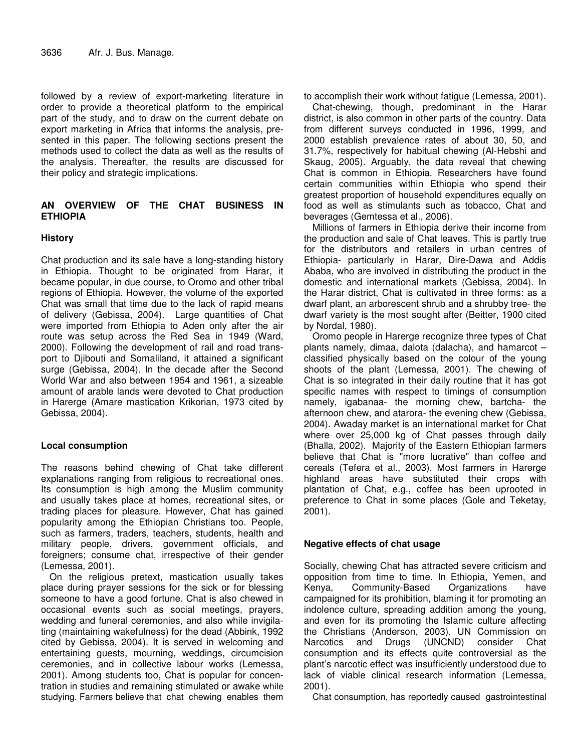followed by a review of export-marketing literature in order to provide a theoretical platform to the empirical part of the study, and to draw on the current debate on export marketing in Africa that informs the analysis, presented in this paper. The following sections present the methods used to collect the data as well as the results of the analysis. Thereafter, the results are discussed for their policy and strategic implications.

## AN OVERVIEW OF THE CHAT BUSINESS IN ETHIOPIA

### History

Chat production and its sale have a long-standing history in Ethiopia. Thought to be originated from Harar, it became popular, in due course, to Oromo and other tribal regions of Ethiopia. However, the volume of the exported Chat was small that time due to the lack of rapid means of delivery (Gebissa, 2004). Large quantities of Chat were imported from Ethiopia to Aden only after the air route was setup across the Red Sea in 1949 (Ward, 2000). Following the development of rail and road transport to Djibouti and Somaliland, it attained a significant surge (Gebissa, 2004). In the decade after the Second World War and also between 1954 and 1961, a sizeable amount of arable lands were devoted to Chat production in Harerge (Amare mastication Krikorian, 1973 cited by Gebissa, 2004).

### Local consumption

The reasons behind chewing of Chat take different explanations ranging from religious to recreational ones. Its consumption is high among the Muslim community and usually takes place at homes, recreational sites, or trading places for pleasure. However, Chat has gained popularity among the Ethiopian Christians too. People, such as farmers, traders, teachers, students, health and military people, drivers, government officials, and foreigners; consume chat, irrespective of their gender (Lemessa, 2001).

On the religious pretext, mastication usually takes place during prayer sessions for the sick or for blessing someone to have a good fortune. Chat is also chewed in occasional events such as social meetings, prayers, wedding and funeral ceremonies, and also while invigilating (maintaining wakefulness) for the dead (Abbink, 1992 cited by Gebissa, 2004). It is served in welcoming and entertaining guests, mourning, weddings, circumcision ceremonies, and in collective labour works (Lemessa, 2001). Among students too, Chat is popular for concentration in studies and remaining stimulated or awake while studying. Farmers believe that chat chewing enables them to accomplish their work without fatigue (Lemessa, 2001).

Chat-chewing, though, predominant in the Harar district, is also common in other parts of the country. Data from different surveys conducted in 1996, 1999, and 2000 establish prevalence rates of about 30, 50, and 31.7%, respectively for habitual chewing (Al-Hebshi and Skaug, 2005). Arguably, the data reveal that chewing Chat is common in Ethiopia. Researchers have found certain communities within Ethiopia who spend their greatest proportion of household expenditures equally on food as well as stimulants such as tobacco, Chat and beverages (Gemtessa et al., 2006).

Millions of farmers in Ethiopia derive their income from the production and sale of Chat leaves. This is partly true for the distributors and retailers in urban centres of Ethiopia- particularly in Harar, Dire-Dawa and Addis Ababa, who are involved in distributing the product in the domestic and international markets (Gebissa, 2004). In the Harar district, Chat is cultivated in three forms: as a dwarf plant, an arborescent shrub and a shrubby tree- the dwarf variety is the most sought after (Beitter, 1900 cited by Nordal, 1980).

Oromo people in Harerge recognize three types of Chat plants namely, dimaa, dalota (dalacha), and hamarcot – classified physically based on the colour of the young shoots of the plant (Lemessa, 2001). The chewing of Chat is so integrated in their daily routine that it has got specific names with respect to timings of consumption namely, igabanaa- the morning chew, bartcha- the afternoon chew, and atarora- the evening chew (Gebissa, 2004). Awaday market is an international market for Chat where over 25,000 kg of Chat passes through daily (Bhalla, 2002). Majority of the Eastern Ethiopian farmers believe that Chat is "more lucrative" than coffee and cereals (Tefera et al., 2003). Most farmers in Harerge highland areas have substituted their crops with plantation of Chat, e.g., coffee has been uprooted in preference to Chat in some places (Gole and Teketay, 2001).

### Negative effects of chat usage

Socially, chewing Chat has attracted severe criticism and opposition from time to time. In Ethiopia, Yemen, and Kenya, Community-Based Organizations have campaigned for its prohibition, blaming it for promoting an indolence culture, spreading addition among the young, and even for its promoting the Islamic culture affecting the Christians (Anderson, 2003). UN Commission on Narcotics and Drugs (UNCND) consider Chat consumption and its effects quite controversial as the plant's narcotic effect was insufficiently understood due to lack of viable clinical research information (Lemessa, 2001).

Chat consumption, has reportedly caused gastrointestinal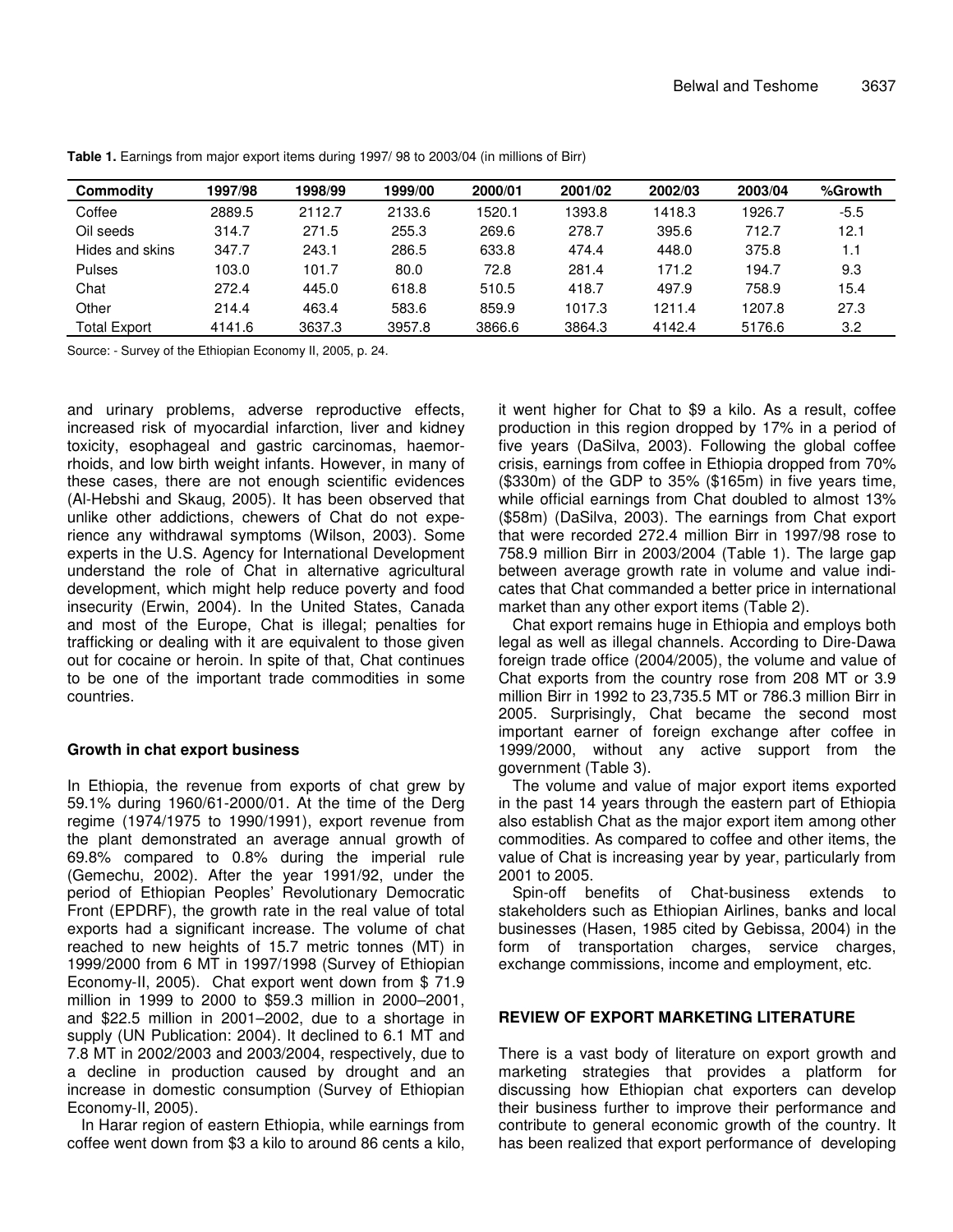**Table 1.** Earnings from major export items during 1997/ 98 to 2003/04 (in millions of Birr)

| Commodity | 1997/98 | 1998/99 | 1999/00 | 2000/01 | 2001/02 | 2002/03 | 2003/04 | %Growth |
|---|---|---|---|---|---|---|---|---|
| Coffee | 2889.5 | 2112.7 | 2133.6 | 1520.1 | 1393.8 | 1418.3 | 1926.7 | -5.5 |
| Oil seeds | 314.7 | 271.5 | 255.3 | 269.6 | 278.7 | 395.6 | 712.7 | 12.1 |
| Hides and skins | 347.7 | 243.1 | 286.5 | 633.8 | 474.4 | 448.0 | 375.8 | 1.1 |
| Pulses | 103.0 | 101.7 | 80.0 | 72.8 | 281.4 | 171.2 | 194.7 | 9.3 |
| Chat | 272.4 | 445.0 | 618.8 | 510.5 | 418.7 | 497.9 | 758.9 | 15.4 |
| Other | 214.4 | 463.4 | 583.6 | 859.9 | 1017.3 | 1211.4 | 1207.8 | 27.3 |
| Total Export | 4141.6 | 3637.3 | 3957.8 | 3866.6 | 3864.3 | 4142.4 | 5176.6 | 3.2 |

Source: - Survey of the Ethiopian Economy II, 2005, p. 24.

and urinary problems, adverse reproductive effects, increased risk of myocardial infarction, liver and kidney toxicity, esophageal and gastric carcinomas, haemorrhoids, and low birth weight infants. However, in many of these cases, there are not enough scientific evidences (Al-Hebshi and Skaug, 2005). It has been observed that unlike other addictions, chewers of Chat do not experience any withdrawal symptoms (Wilson, 2003). Some experts in the U.S. Agency for International Development understand the role of Chat in alternative agricultural development, which might help reduce poverty and food insecurity (Erwin, 2004). In the United States, Canada and most of the Europe, Chat is illegal; penalties for trafficking or dealing with it are equivalent to those given out for cocaine or heroin. In spite of that, Chat continues to be one of the important trade commodities in some countries.

## Growth in chat export business

In Ethiopia, the revenue from exports of chat grew by 59.1% during 1960/61-2000/01. At the time of the Derg regime (1974/1975 to 1990/1991), export revenue from the plant demonstrated an average annual growth of 69.8% compared to 0.8% during the imperial rule (Gemechu, 2002). After the year 1991/92, under the period of Ethiopian Peoples' Revolutionary Democratic Front (EPDRF), the growth rate in the real value of total exports had a significant increase. The volume of chat reached to new heights of 15.7 metric tonnes (MT) in 1999/2000 from 6 MT in 1997/1998 (Survey of Ethiopian Economy-II, 2005). Chat export went down from $ 71.9 million in 1999 to 2000 to $59.3 million in 2000–2001, and $22.5 million in 2001–2002, due to a shortage in supply (UN Publication: 2004). It declined to 6.1 MT and 7.8 MT in 2002/2003 and 2003/2004, respectively, due to a decline in production caused by drought and an increase in domestic consumption (Survey of Ethiopian Economy-II, 2005).

In Harar region of eastern Ethiopia, while earnings from coffee went down from $3 a kilo to around 86 cents a kilo, it went higher for Chat to $9 a kilo. As a result, coffee production in this region dropped by 17% in a period of five years (DaSilva, 2003). Following the global coffee crisis, earnings from coffee in Ethiopia dropped from 70% ($330m) of the GDP to 35% ($165m) in five years time, while official earnings from Chat doubled to almost 13% ($58m) (DaSilva, 2003). The earnings from Chat export that were recorded 272.4 million Birr in 1997/98 rose to 758.9 million Birr in 2003/2004 (Table 1). The large gap between average growth rate in volume and value indicates that Chat commanded a better price in international market than any other export items (Table 2).

Chat export remains huge in Ethiopia and employs both legal as well as illegal channels. According to Dire-Dawa foreign trade office (2004/2005), the volume and value of Chat exports from the country rose from 208 MT or 3.9 million Birr in 1992 to 23,735.5 MT or 786.3 million Birr in 2005. Surprisingly, Chat became the second most important earner of foreign exchange after coffee in 1999/2000, without any active support from the government (Table 3).

The volume and value of major export items exported in the past 14 years through the eastern part of Ethiopia also establish Chat as the major export item among other commodities. As compared to coffee and other items, the value of Chat is increasing year by year, particularly from 2001 to 2005.

Spin-off benefits of Chat-business extends to stakeholders such as Ethiopian Airlines, banks and local businesses (Hasen, 1985 cited by Gebissa, 2004) in the form of transportation charges, service charges, exchange commissions, income and employment, etc.

## REVIEW OF EXPORT MARKETING LITERATURE

There is a vast body of literature on export growth and marketing strategies that provides a platform for discussing how Ethiopian chat exporters can develop their business further to improve their performance and contribute to general economic growth of the country. It has been realized that export performance of developing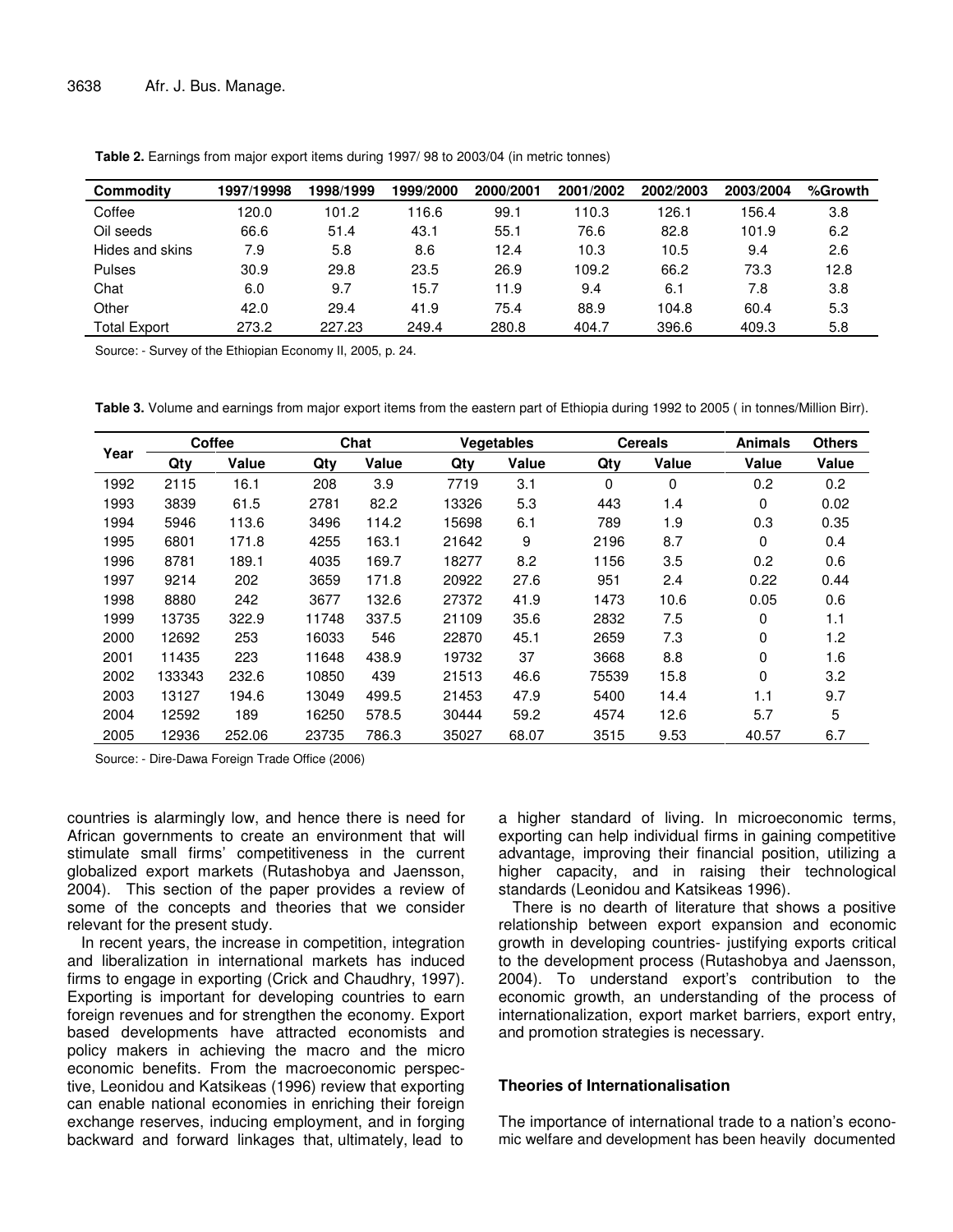**Table 2.** Earnings from major export items during 1997/ 98 to 2003/04 (in metric tonnes)

| Commodity | 1997/19998 | 1998/1999 | 1999/2000 | 2000/2001 | 2001/2002 | 2002/2003 | 2003/2004 | %Growth |
|---|---|---|---|---|---|---|---|---|
| Coffee | 120.0 | 101.2 | 116.6 | 99.1 | 110.3 | 126.1 | 156.4 | 3.8 |
| Oil seeds | 66.6 | 51.4 | 43.1 | 55.1 | 76.6 | 82.8 | 101.9 | 6.2 |
| Hides and skins | 7.9 | 5.8 | 8.6 | 12.4 | 10.3 | 10.5 | 9.4 | 2.6 |
| Pulses | 30.9 | 29.8 | 23.5 | 26.9 | 109.2 | 66.2 | 73.3 | 12.8 |
| Chat | 6.0 | 9.7 | 15.7 | 11.9 | 9.4 | 6.1 | 7.8 | 3.8 |
| Other | 42.0 | 29.4 | 41.9 | 75.4 | 88.9 | 104.8 | 60.4 | 5.3 |
| Total Export | 273.2 | 227.23 | 249.4 | 280.8 | 404.7 | 396.6 | 409.3 | 5.8 |

Source: - Survey of the Ethiopian Economy II, 2005, p. 24.

**Table 3.** Volume and earnings from major export items from the eastern part of Ethiopia during 1992 to 2005 ( in tonnes/Million Birr).

| Year | Coffee | | Chat | | Vegetables | | Cereals | | Animals | Others |
|---|---|---|---|---|---|---|---|---|---|---|
| | Qty | Value | Qty | Value | Qty | Value | Qty | Value | Value | Value |
| 1992 | 2115 | 16.1 | 208 | 3.9 | 7719 | 3.1 | 0 | 0 | 0.2 | 0.2 |
| 1993 | 3839 | 61.5 | 2781 | 82.2 | 13326 | 5.3 | 443 | 1.4 | 0 | 0.02 |
| 1994 | 5946 | 113.6 | 3496 | 114.2 | 15698 | 6.1 | 789 | 1.9 | 0.3 | 0.35 |
| 1995 | 6801 | 171.8 | 4255 | 163.1 | 21642 | 9 | 2196 | 8.7 | 0 | 0.4 |
| 1996 | 8781 | 189.1 | 4035 | 169.7 | 18277 | 8.2 | 1156 | 3.5 | 0.2 | 0.6 |
| 1997 | 9214 | 202 | 3659 | 171.8 | 20922 | 27.6 | 951 | 2.4 | 0.22 | 0.44 |
| 1998 | 8880 | 242 | 3677 | 132.6 | 27372 | 41.9 | 1473 | 10.6 | 0.05 | 0.6 |
| 1999 | 13735 | 322.9 | 11748 | 337.5 | 21109 | 35.6 | 2832 | 7.5 | 0 | 1.1 |
| 2000 | 12692 | 253 | 16033 | 546 | 22870 | 45.1 | 2659 | 7.3 | 0 | 1.2 |
| 2001 | 11435 | 223 | 11648 | 438.9 | 19732 | 37 | 3668 | 8.8 | 0 | 1.6 |
| 2002 | 133343 | 232.6 | 10850 | 439 | 21513 | 46.6 | 75539 | 15.8 | 0 | 3.2 |
| 2003 | 13127 | 194.6 | 13049 | 499.5 | 21453 | 47.9 | 5400 | 14.4 | 1.1 | 9.7 |
| 2004 | 12592 | 189 | 16250 | 578.5 | 30444 | 59.2 | 4574 | 12.6 | 5.7 | 5 |
| 2005 | 12936 | 252.06 | 23735 | 786.3 | 35027 | 68.07 | 3515 | 9.53 | 40.57 | 6.7 |

Source: - Dire-Dawa Foreign Trade Office (2006)

countries is alarmingly low, and hence there is need for African governments to create an environment that will stimulate small firms' competitiveness in the current globalized export markets (Rutashobya and Jaensson, 2004). This section of the paper provides a review of some of the concepts and theories that we consider relevant for the present study.

In recent years, the increase in competition, integration and liberalization in international markets has induced firms to engage in exporting (Crick and Chaudhry, 1997). Exporting is important for developing countries to earn foreign revenues and for strengthen the economy. Export based developments have attracted economists and policy makers in achieving the macro and the micro economic benefits. From the macroeconomic perspective, Leonidou and Katsikeas (1996) review that exporting can enable national economies in enriching their foreign exchange reserves, inducing employment, and in forging backward and forward linkages that, ultimately, lead to a higher standard of living. In microeconomic terms, exporting can help individual firms in gaining competitive advantage, improving their financial position, utilizing a higher capacity, and in raising their technological standards (Leonidou and Katsikeas 1996).

There is no dearth of literature that shows a positive relationship between export expansion and economic growth in developing countries- justifying exports critical to the development process (Rutashobya and Jaensson, 2004). To understand export's contribution to the economic growth, an understanding of the process of internationalization, export market barriers, export entry, and promotion strategies is necessary.

### Theories of Internationalisation

The importance of international trade to a nation's economic welfare and development has been heavily documented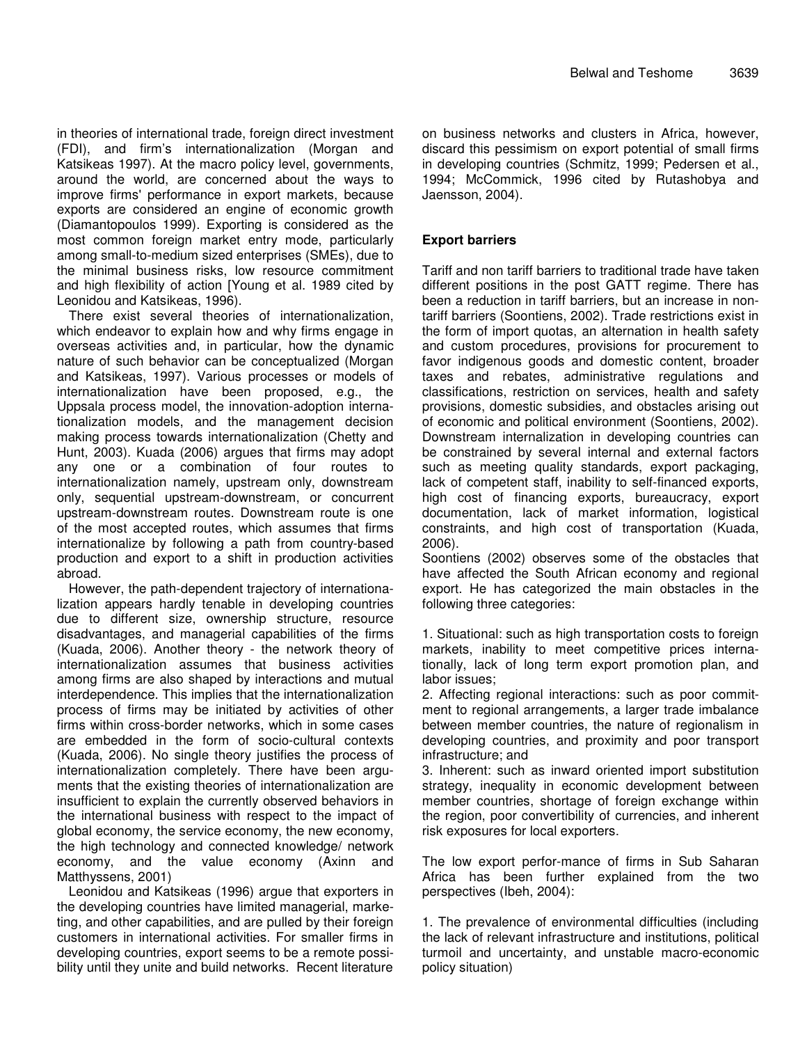in theories of international trade, foreign direct investment (FDI), and firm's internationalization (Morgan and Katsikeas 1997). At the macro policy level, governments, around the world, are concerned about the ways to improve firms' performance in export markets, because exports are considered an engine of economic growth (Diamantopoulos 1999). Exporting is considered as the most common foreign market entry mode, particularly among small-to-medium sized enterprises (SMEs), due to the minimal business risks, low resource commitment and high flexibility of action [Young et al. 1989 cited by Leonidou and Katsikeas, 1996).

There exist several theories of internationalization, which endeavor to explain how and why firms engage in overseas activities and, in particular, how the dynamic nature of such behavior can be conceptualized (Morgan and Katsikeas, 1997). Various processes or models of internationalization have been proposed, e.g., the Uppsala process model, the innovation-adoption internationalization models, and the management decision making process towards internationalization (Chetty and Hunt, 2003). Kuada (2006) argues that firms may adopt any one or a combination of four routes to internationalization namely, upstream only, downstream only, sequential upstream-downstream, or concurrent upstream-downstream routes. Downstream route is one of the most accepted routes, which assumes that firms internationalize by following a path from country-based production and export to a shift in production activities abroad.

However, the path-dependent trajectory of internationalization appears hardly tenable in developing countries due to different size, ownership structure, resource disadvantages, and managerial capabilities of the firms (Kuada, 2006). Another theory - the network theory of internationalization assumes that business activities among firms are also shaped by interactions and mutual interdependence. This implies that the internationalization process of firms may be initiated by activities of other firms within cross-border networks, which in some cases are embedded in the form of socio-cultural contexts (Kuada, 2006). No single theory justifies the process of internationalization completely. There have been arguments that the existing theories of internationalization are insufficient to explain the currently observed behaviors in the international business with respect to the impact of global economy, the service economy, the new economy, the high technology and connected knowledge/ network economy, and the value economy (Axinn and Matthyssens, 2001)

Leonidou and Katsikeas (1996) argue that exporters in the developing countries have limited managerial, marketing, and other capabilities, and are pulled by their foreign customers in international activities. For smaller firms in developing countries, export seems to be a remote possibility until they unite and build networks. Recent literature on business networks and clusters in Africa, however, discard this pessimism on export potential of small firms in developing countries (Schmitz, 1999; Pedersen et al., 1994; McCommick, 1996 cited by Rutashobya and Jaensson, 2004).

## Export barriers

Tariff and non tariff barriers to traditional trade have taken different positions in the post GATT regime. There has been a reduction in tariff barriers, but an increase in non-tariff barriers (Soontiens, 2002). Trade restrictions exist in the form of import quotas, an alternation in health safety and custom procedures, provisions for procurement to favor indigenous goods and domestic content, broader taxes and rebates, administrative regulations and classifications, restriction on services, health and safety provisions, domestic subsidies, and obstacles arising out of economic and political environment (Soontiens, 2002). Downstream internalization in developing countries can be constrained by several internal and external factors such as meeting quality standards, export packaging, lack of competent staff, inability to self-financed exports, high cost of financing exports, bureaucracy, export documentation, lack of market information, logistical constraints, and high cost of transportation (Kuada, 2006).

Soontiens (2002) observes some of the obstacles that have affected the South African economy and regional export. He has categorized the main obstacles in the following three categories:

1. Situational: such as high transportation costs to foreign markets, inability to meet competitive prices internationally, lack of long term export promotion plan, and labor issues;
2. Affecting regional interactions: such as poor commitment to regional arrangements, a larger trade imbalance between member countries, the nature of regionalism in developing countries, and proximity and poor transport infrastructure; and
3. Inherent: such as inward oriented import substitution strategy, inequality in economic development between member countries, shortage of foreign exchange within the region, poor convertibility of currencies, and inherent risk exposures for local exporters.

The low export perfor-mance of firms in Sub Saharan Africa has been further explained from the two perspectives (Ibeh, 2004):

1. The prevalence of environmental difficulties (including the lack of relevant infrastructure and institutions, political turmoil and uncertainty, and unstable macro-economic policy situation)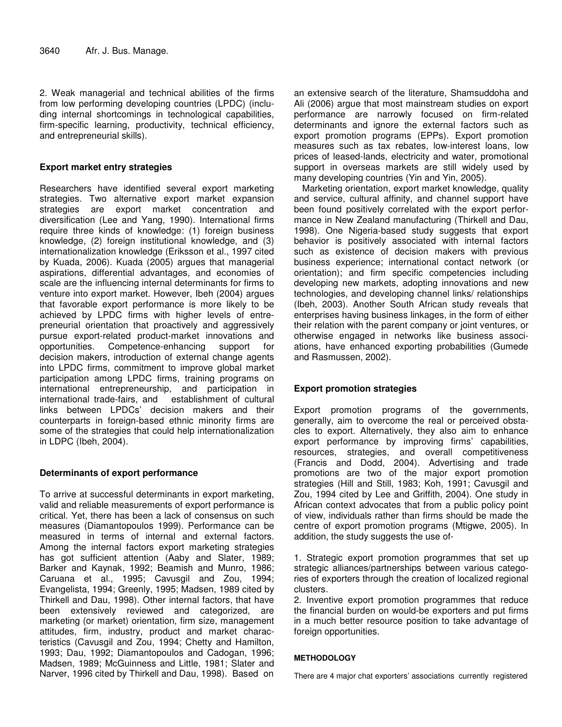2. Weak managerial and technical abilities of the firms from low performing developing countries (LPDC) (including internal shortcomings in technological capabilities, firm-specific learning, productivity, technical efficiency, and entrepreneurial skills).

### Export market entry strategies

Researchers have identified several export marketing strategies. Two alternative export market expansion strategies are export market concentration and diversification (Lee and Yang, 1990). International firms require three kinds of knowledge: (1) foreign business knowledge, (2) foreign institutional knowledge, and (3) internationalization knowledge (Eriksson et al., 1997 cited by Kuada, 2006). Kuada (2005) argues that managerial aspirations, differential advantages, and economies of scale are the influencing internal determinants for firms to venture into export market. However, Ibeh (2004) argues that favorable export performance is more likely to be achieved by LPDC firms with higher levels of entrepreneurial orientation that proactively and aggressively pursue export-related product-market innovations and opportunities. Competence-enhancing support for decision makers, introduction of external change agents into LPDC firms, commitment to improve global market participation among LPDC firms, training programs on international entrepreneurship, and participation in international trade-fairs, and establishment of cultural links between LPDCs' decision makers and their counterparts in foreign-based ethnic minority firms are some of the strategies that could help internationalization in LDPC (Ibeh, 2004).

### Determinants of export performance

To arrive at successful determinants in export marketing, valid and reliable measurements of export performance is critical. Yet, there has been a lack of consensus on such measures (Diamantopoulos 1999). Performance can be measured in terms of internal and external factors. Among the internal factors export marketing strategies has got sufficient attention (Aaby and Slater, 1989; Barker and Kaynak, 1992; Beamish and Munro, 1986; Caruana et al., 1995; Cavusgil and Zou, 1994; Evangelista, 1994; Greenly, 1995; Madsen, 1989 cited by Thirkell and Dau, 1998). Other internal factors, that have been extensively reviewed and categorized, are marketing (or market) orientation, firm size, management attitudes, firm, industry, product and market characteristics (Cavusgil and Zou, 1994; Chetty and Hamilton, 1993; Dau, 1992; Diamantopoulos and Cadogan, 1996; Madsen, 1989; McGuinness and Little, 1981; Slater and Narver, 1996 cited by Thirkell and Dau, 1998). Based on an extensive search of the literature, Shamsuddoha and Ali (2006) argue that most mainstream studies on export performance are narrowly focused on firm-related determinants and ignore the external factors such as export promotion programs (EPPs). Export promotion measures such as tax rebates, low-interest loans, low prices of leased-lands, electricity and water, promotional support in overseas markets are still widely used by many developing countries (Yin and Yin, 2005).

Marketing orientation, export market knowledge, quality and service, cultural affinity, and channel support have been found positively correlated with the export performance in New Zealand manufacturing (Thirkell and Dau, 1998). One Nigeria-based study suggests that export behavior is positively associated with internal factors such as existence of decision makers with previous business experience; international contact network (or orientation); and firm specific competencies including developing new markets, adopting innovations and new technologies, and developing channel links/ relationships (Ibeh, 2003). Another South African study reveals that enterprises having business linkages, in the form of either their relation with the parent company or joint ventures, or otherwise engaged in networks like business associations, have enhanced exporting probabilities (Gumede and Rasmussen, 2002).

### Export promotion strategies

Export promotion programs of the governments, generally, aim to overcome the real or perceived obstacles to export. Alternatively, they also aim to enhance export performance by improving firms' capabilities, resources, strategies, and overall competitiveness (Francis and Dodd, 2004). Advertising and trade promotions are two of the major export promotion strategies (Hill and Still, 1983; Koh, 1991; Cavusgil and Zou, 1994 cited by Lee and Griffith, 2004). One study in African context advocates that from a public policy point of view, individuals rather than firms should be made the centre of export promotion programs (Mtigwe, 2005). In addition, the study suggests the use of-

1. Strategic export promotion programmes that set up strategic alliances/partnerships between various categories of exporters through the creation of localized regional clusters.
2. Inventive export promotion programmes that reduce the financial burden on would-be exporters and put firms in a much better resource position to take advantage of foreign opportunities.

## METHODOLOGY

There are 4 major chat exporters' associations currently registered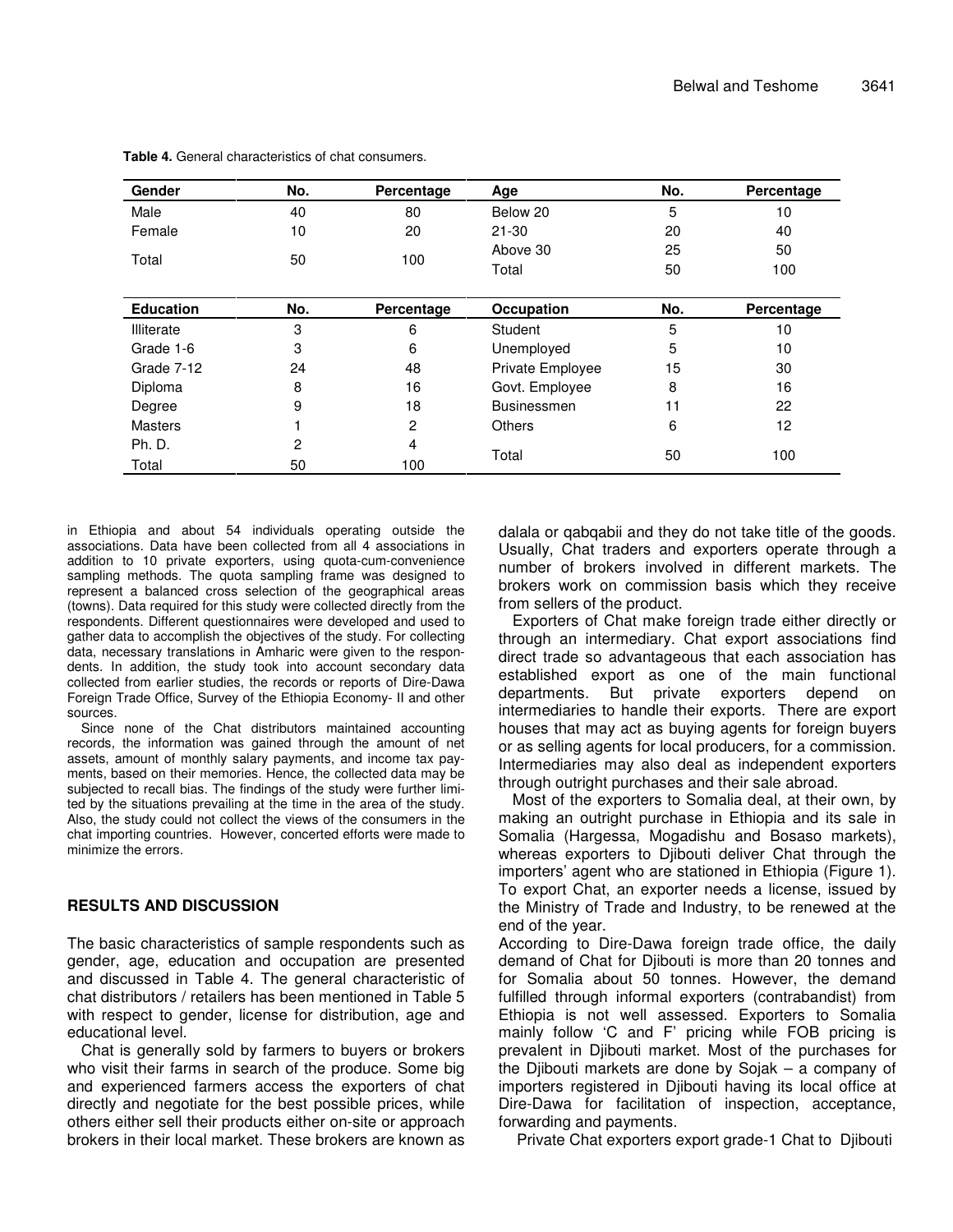**Table 4.** General characteristics of chat consumers.

| Gender | No. | Percentage | Age | No. | Percentage |
|---|---|---|---|---|---|
| Male | 40 | 80 | Below 20 | 5 | 10 |
| Female | 10 | 20 | 21-30 | 20 | 40 |
| Total | 50 | 100 | Above 30 | 25 | 50 |
| | | | Total | 50 | 100 |
| **Education** | **No.** | **Percentage** | **Occupation** | **No.** | **Percentage** |
| Illiterate | 3 | 6 | Student | 5 | 10 |
| Grade 1-6 | 3 | 6 | Unemployed | 5 | 10 |
| Grade 7-12 | 24 | 48 | Private Employee | 15 | 30 |
| Diploma | 8 | 16 | Govt. Employee | 8 | 16 |
| Degree | 9 | 18 | Businessmen | 11 | 22 |
| Masters | 1 | 2 | Others | 6 | 12 |
| Ph. D. | 2 | 4 | Total | 50 | 100 |
| Total | 50 | 100 | | | |

in Ethiopia and about 54 individuals operating outside the associations. Data have been collected from all 4 associations in addition to 10 private exporters, using quota-cum-convenience sampling methods. The quota sampling frame was designed to represent a balanced cross selection of the geographical areas (towns). Data required for this study were collected directly from the respondents. Different questionnaires were developed and used to gather data to accomplish the objectives of the study. For collecting data, necessary translations in Amharic were given to the respondents. In addition, the study took into account secondary data collected from earlier studies, the records or reports of Dire-Dawa Foreign Trade Office, Survey of the Ethiopia Economy- II and other sources.

Since none of the Chat distributors maintained accounting records, the information was gained through the amount of net assets, amount of monthly salary payments, and income tax payments, based on their memories. Hence, the collected data may be subjected to recall bias. The findings of the study were further limited by the situations prevailing at the time in the area of the study. Also, the study could not collect the views of the consumers in the chat importing countries. However, concerted efforts were made to minimize the errors.

## RESULTS AND DISCUSSION

The basic characteristics of sample respondents such as gender, age, education and occupation are presented and discussed in Table 4. The general characteristic of chat distributors / retailers has been mentioned in Table 5 with respect to gender, license for distribution, age and educational level.

Chat is generally sold by farmers to buyers or brokers who visit their farms in search of the produce. Some big and experienced farmers access the exporters of chat directly and negotiate for the best possible prices, while others either sell their products either on-site or approach brokers in their local market. These brokers are known as dalala or qabqabii and they do not take title of the goods. Usually, Chat traders and exporters operate through a number of brokers involved in different markets. The brokers work on commission basis which they receive from sellers of the product.

Exporters of Chat make foreign trade either directly or through an intermediary. Chat export associations find direct trade so advantageous that each association has established export as one of the main functional departments. But private exporters depend on intermediaries to handle their exports. There are export houses that may act as buying agents for foreign buyers or as selling agents for local producers, for a commission. Intermediaries may also deal as independent exporters through outright purchases and their sale abroad.

Most of the exporters to Somalia deal, at their own, by making an outright purchase in Ethiopia and its sale in Somalia (Hargessa, Mogadishu and Bosaso markets), whereas exporters to Djibouti deliver Chat through the importers' agent who are stationed in Ethiopia (Figure 1). To export Chat, an exporter needs a license, issued by the Ministry of Trade and Industry, to be renewed at the end of the year.

According to Dire-Dawa foreign trade office, the daily demand of Chat for Djibouti is more than 20 tonnes and for Somalia about 50 tonnes. However, the demand fulfilled through informal exporters (contrabandist) from Ethiopia is not well assessed. Exporters to Somalia mainly follow 'C and F' pricing while FOB pricing is prevalent in Djibouti market. Most of the purchases for the Djibouti markets are done by Sojak – a company of importers registered in Djibouti having its local office at Dire-Dawa for facilitation of inspection, acceptance, forwarding and payments.

Private Chat exporters export grade-1 Chat to Djibouti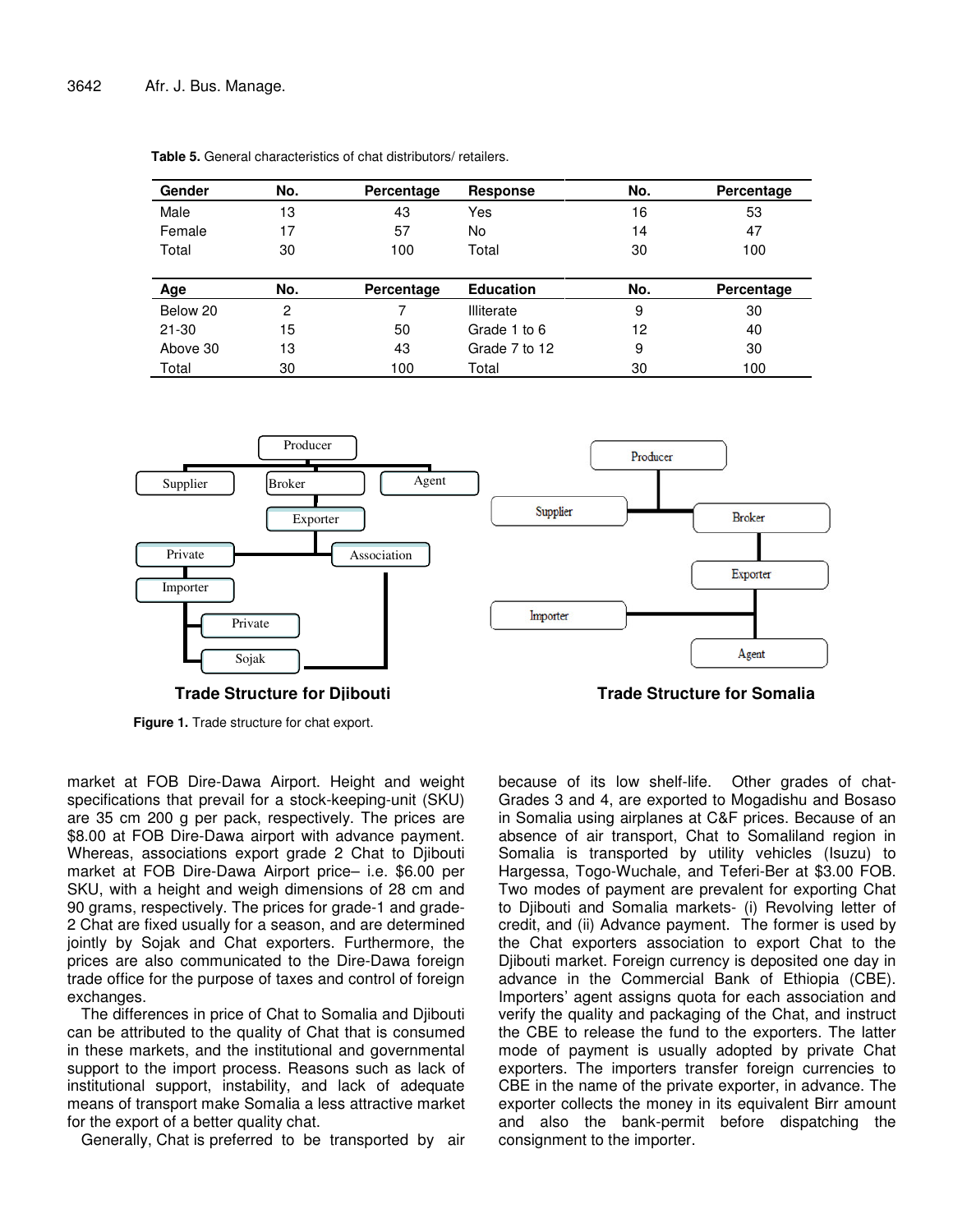**Table 5.** General characteristics of chat distributors/ retailers.

| Gender | No. | Percentage | Response | No. | Percentage |
|---|---|---|---|---|---|
| Male | 13 | 43 | Yes | 16 | 53 |
| Female | 17 | 57 | No | 14 | 47 |
| Total | 30 | 100 | Total | 30 | 100 |
| **Age** | **No.** | **Percentage** | **Education** | **No.** | **Percentage** |
| Below 20 | 2 | 7 | Illiterate | 9 | 30 |
| 21-30 | 15 | 50 | Grade 1 to 6 | 12 | 40 |
| Above 30 | 13 | 43 | Grade 7 to 12 | 9 | 30 |
| Total | 30 | 100 | Total | 30 | 100 |

**Trade Structure for Djibouti** **Trade Structure for Somalia**

**Figure 1.** Trade structure for chat export.

market at FOB Dire-Dawa Airport. Height and weight specifications that prevail for a stock-keeping-unit (SKU) are 35 cm 200 g per pack, respectively. The prices are $8.00 at FOB Dire-Dawa airport with advance payment. Whereas, associations export grade 2 Chat to Djibouti market at FOB Dire-Dawa Airport price– i.e. $6.00 per SKU, with a height and weigh dimensions of 28 cm and 90 grams, respectively. The prices for grade-1 and grade-2 Chat are fixed usually for a season, and are determined jointly by Sojak and Chat exporters. Furthermore, the prices are also communicated to the Dire-Dawa foreign trade office for the purpose of taxes and control of foreign exchanges.

The differences in price of Chat to Somalia and Djibouti can be attributed to the quality of Chat that is consumed in these markets, and the institutional and governmental support to the import process. Reasons such as lack of institutional support, instability, and lack of adequate means of transport make Somalia a less attractive market for the export of a better quality chat.

Generally, Chat is preferred to be transported by air because of its low shelf-life. Other grades of chat- Grades 3 and 4, are exported to Mogadishu and Bosaso in Somalia using airplanes at C&F prices. Because of an absence of air transport, Chat to Somaliland region in Somalia is transported by utility vehicles (Isuzu) to Hargessa, Togo-Wuchale, and Teferi-Ber at $3.00 FOB. Two modes of payment are prevalent for exporting Chat to Djibouti and Somalia markets- (i) Revolving letter of credit, and (ii) Advance payment. The former is used by the Chat exporters association to export Chat to the Djibouti market. Foreign currency is deposited one day in advance in the Commercial Bank of Ethiopia (CBE). Importers' agent assigns quota for each association and verify the quality and packaging of the Chat, and instruct the CBE to release the fund to the exporters. The latter mode of payment is usually adopted by private Chat exporters. The importers transfer foreign currencies to CBE in the name of the private exporter, in advance. The exporter collects the money in its equivalent Birr amount and also the bank-permit before dispatching the consignment to the importer.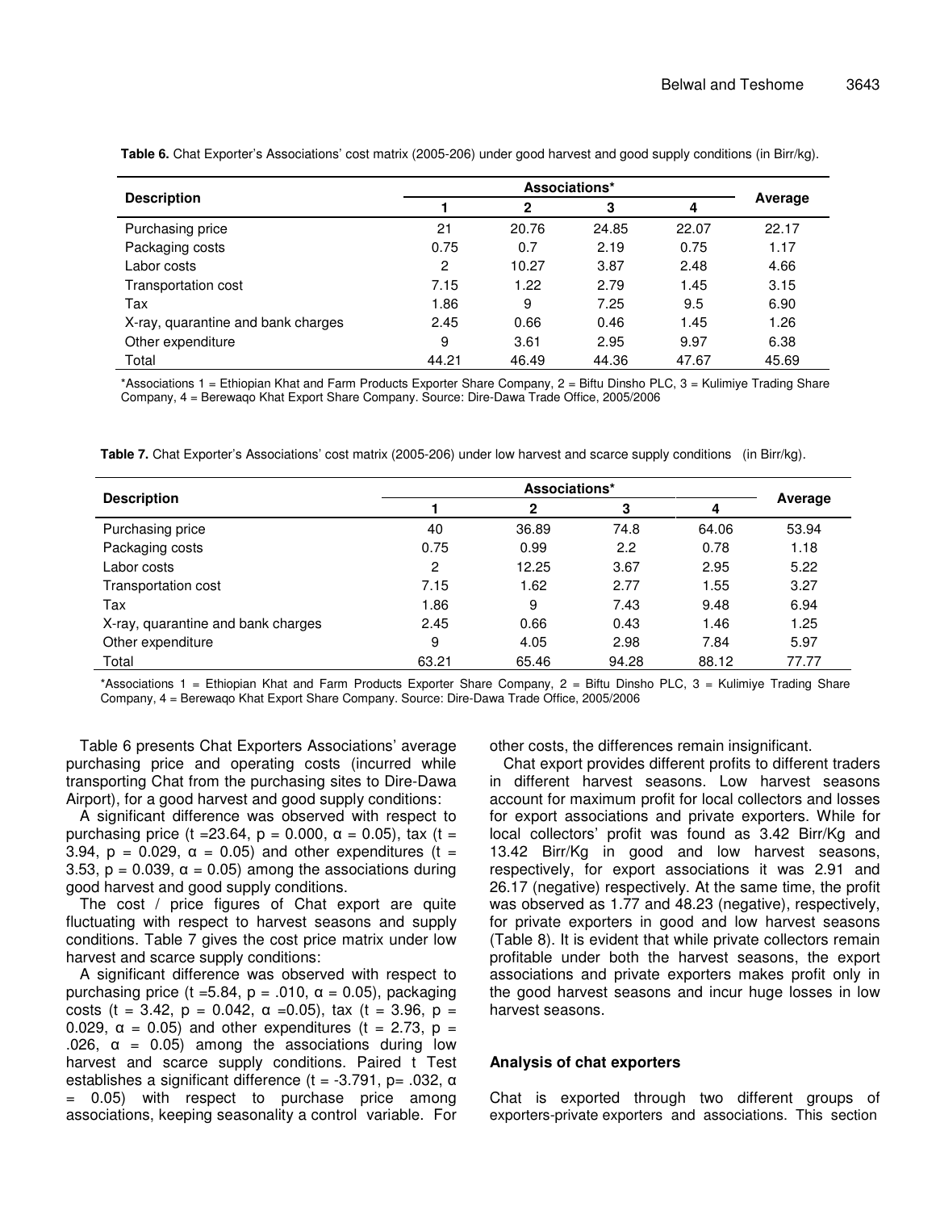**Table 6.** Chat Exporter's Associations' cost matrix (2005-206) under good harvest and good supply conditions (in Birr/kg).

| Description | Associations* | | | | Average |
|---|---|---|---|---|---|
| | 1 | 2 | 3 | 4 | |
| Purchasing price | 21 | 20.76 | 24.85 | 22.07 | 22.17 |
| Packaging costs | 0.75 | 0.7 | 2.19 | 0.75 | 1.17 |
| Labor costs | 2 | 10.27 | 3.87 | 2.48 | 4.66 |
| Transportation cost | 7.15 | 1.22 | 2.79 | 1.45 | 3.15 |
| Tax | 1.86 | 9 | 7.25 | 9.5 | 6.90 |
| X-ray, quarantine and bank charges | 2.45 | 0.66 | 0.46 | 1.45 | 1.26 |
| Other expenditure | 9 | 3.61 | 2.95 | 9.97 | 6.38 |
| Total | 44.21 | 46.49 | 44.36 | 47.67 | 45.69 |

*Associations 1 = Ethiopian Khat and Farm Products Exporter Share Company, 2 = Biftu Dinsho PLC, 3 = Kulimiye Trading Share Company, 4 = Berewaqo Khat Export Share Company. Source: Dire-Dawa Trade Office, 2005/2006

**Table 7.** Chat Exporter's Associations' cost matrix (2005-206) under low harvest and scarce supply conditions (in Birr/kg).

| Description | Associations* | | | | Average |
|---|---|---|---|---|---|
| | 1 | 2 | 3 | 4 | |
| Purchasing price | 40 | 36.89 | 74.8 | 64.06 | 53.94 |
| Packaging costs | 0.75 | 0.99 | 2.2 | 0.78 | 1.18 |
| Labor costs | 2 | 12.25 | 3.67 | 2.95 | 5.22 |
| Transportation cost | 7.15 | 1.62 | 2.77 | 1.55 | 3.27 |
| Tax | 1.86 | 9 | 7.43 | 9.48 | 6.94 |
| X-ray, quarantine and bank charges | 2.45 | 0.66 | 0.43 | 1.46 | 1.25 |
| Other expenditure | 9 | 4.05 | 2.98 | 7.84 | 5.97 |
| Total | 63.21 | 65.46 | 94.28 | 88.12 | 77.77 |

*Associations 1 = Ethiopian Khat and Farm Products Exporter Share Company, 2 = Biftu Dinsho PLC, 3 = Kulimiye Trading Share Company, 4 = Berewaqo Khat Export Share Company. Source: Dire-Dawa Trade Office, 2005/2006

Table 6 presents Chat Exporters Associations' average purchasing price and operating costs (incurred while transporting Chat from the purchasing sites to Dire-Dawa Airport), for a good harvest and good supply conditions:

A significant difference was observed with respect to purchasing price ($t = 23.64$, $p = 0.000$, $\alpha = 0.05$), tax ($t = 3.94$, $p = 0.029$, $\alpha = 0.05$) and other expenditures ($t = 3.53$, $p = 0.039$, $\alpha = 0.05$) among the associations during good harvest and good supply conditions.

The cost / price figures of Chat export are quite fluctuating with respect to harvest seasons and supply conditions. Table 7 gives the cost price matrix under low harvest and scarce supply conditions:

A significant difference was observed with respect to purchasing price ($t = 5.84$, $p = .010$, $\alpha = 0.05$), packaging costs ($t = 3.42$, $p = 0.042$, $\alpha = 0.05$), tax ($t = 3.96$, $p = 0.029$, $\alpha = 0.05$) and other expenditures ($t = 2.73$, $p = .026$, $\alpha = 0.05$) among the associations during low harvest and scarce supply conditions. Paired t Test establishes a significant difference ($t = -3.791$, $p = .032$, $\alpha = 0.05$) with respect to purchase price among associations, keeping seasonality a control variable. For other costs, the differences remain insignificant.

Chat export provides different profits to different traders in different harvest seasons. Low harvest seasons account for maximum profit for local collectors and losses for export associations and private exporters. While for local collectors' profit was found as 3.42 Birr/Kg and 13.42 Birr/Kg in good and low harvest seasons, respectively, for export associations it was 2.91 and 26.17 (negative) respectively. At the same time, the profit was observed as 1.77 and 48.23 (negative), respectively, for private exporters in good and low harvest seasons (Table 8). It is evident that while private collectors remain profitable under both the harvest seasons, the export associations and private exporters makes profit only in the good harvest seasons and incur huge losses in low harvest seasons.

### Analysis of chat exporters

Chat is exported through two different groups of exporters-private exporters and associations. This section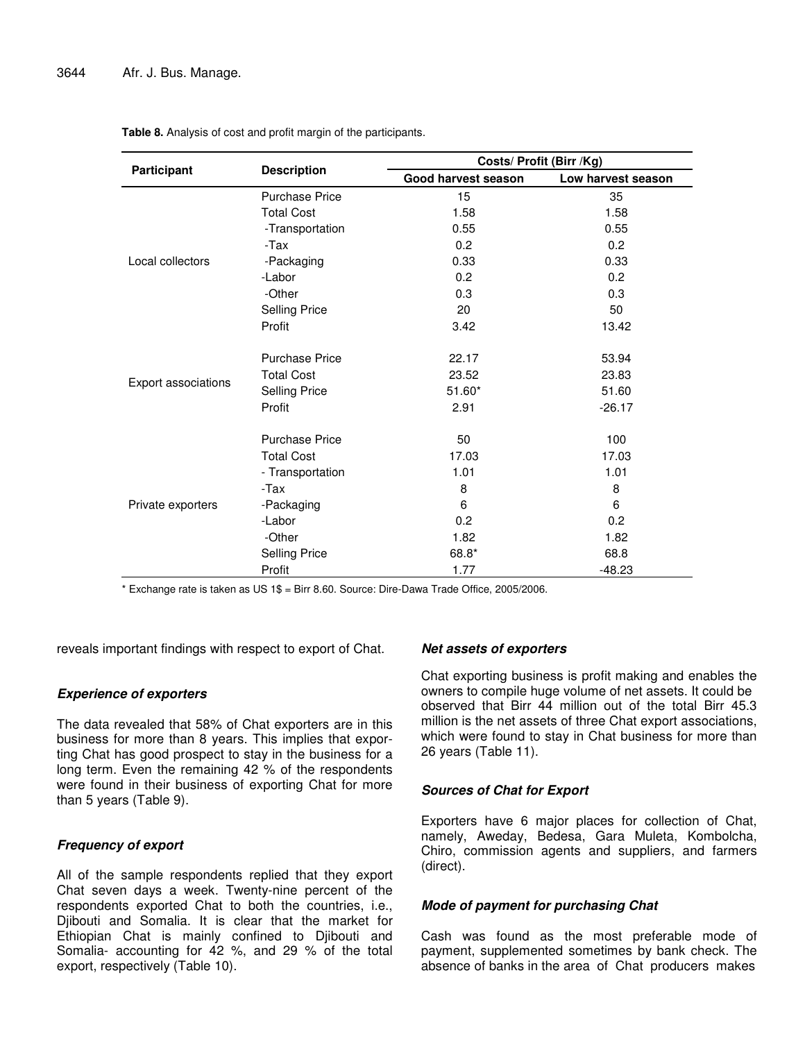**Table 8.** Analysis of cost and profit margin of the participants.

| Participant | Description | Costs/ Profit (Birr /Kg) | |
|---|---|---|---|
| | | Good harvest season | Low harvest season |
| Local collectors | Purchase Price | 15 | 35 |
| | Total Cost | 1.58 | 1.58 |
| | -Transportation | 0.55 | 0.55 |
| | -Tax | 0.2 | 0.2 |
| | -Packaging | 0.33 | 0.33 |
| | -Labor | 0.2 | 0.2 |
| | -Other | 0.3 | 0.3 |
| | Selling Price | 20 | 50 |
| | Profit | 3.42 | 13.42 |
| Export associations | Purchase Price | 22.17 | 53.94 |
| | Total Cost | 23.52 | 23.83 |
| | Selling Price | 51.60* | 51.60 |
| | Profit | 2.91 | -26.17 |
| Private exporters | Purchase Price | 50 | 100 |
| | Total Cost | 17.03 | 17.03 |
| | - Transportation | 1.01 | 1.01 |
| | -Tax | 8 | 8 |
| | -Packaging | 6 | 6 |
| | -Labor | 0.2 | 0.2 |
| | -Other | 1.82 | 1.82 |
| | Selling Price | 68.8* | 68.8 |
| | Profit | 1.77 | -48.23 |

* Exchange rate is taken as US 1$ = Birr 8.60. Source: Dire-Dawa Trade Office, 2005/2006.

reveals important findings with respect to export of Chat.

### *Experience of exporters*

The data revealed that 58% of Chat exporters are in this business for more than 8 years. This implies that exporting Chat has good prospect to stay in the business for a long term. Even the remaining 42 % of the respondents were found in their business of exporting Chat for more than 5 years (Table 9).

### *Frequency of export*

All of the sample respondents replied that they export Chat seven days a week. Twenty-nine percent of the respondents exported Chat to both the countries, i.e., Djibouti and Somalia. It is clear that the market for Ethiopian Chat is mainly confined to Djibouti and Somalia- accounting for 42 %, and 29 % of the total export, respectively (Table 10).

### *Net assets of exporters*

Chat exporting business is profit making and enables the owners to compile huge volume of net assets. It could be observed that Birr 44 million out of the total Birr 45.3 million is the net assets of three Chat export associations, which were found to stay in Chat business for more than 26 years (Table 11).

### *Sources of Chat for Export*

Exporters have 6 major places for collection of Chat, namely, Aweday, Bedesa, Gara Muleta, Kombolcha, Chiro, commission agents and suppliers, and farmers (direct).

### *Mode of payment for purchasing Chat*

Cash was found as the most preferable mode of payment, supplemented sometimes by bank check. The absence of banks in the area of Chat producers makes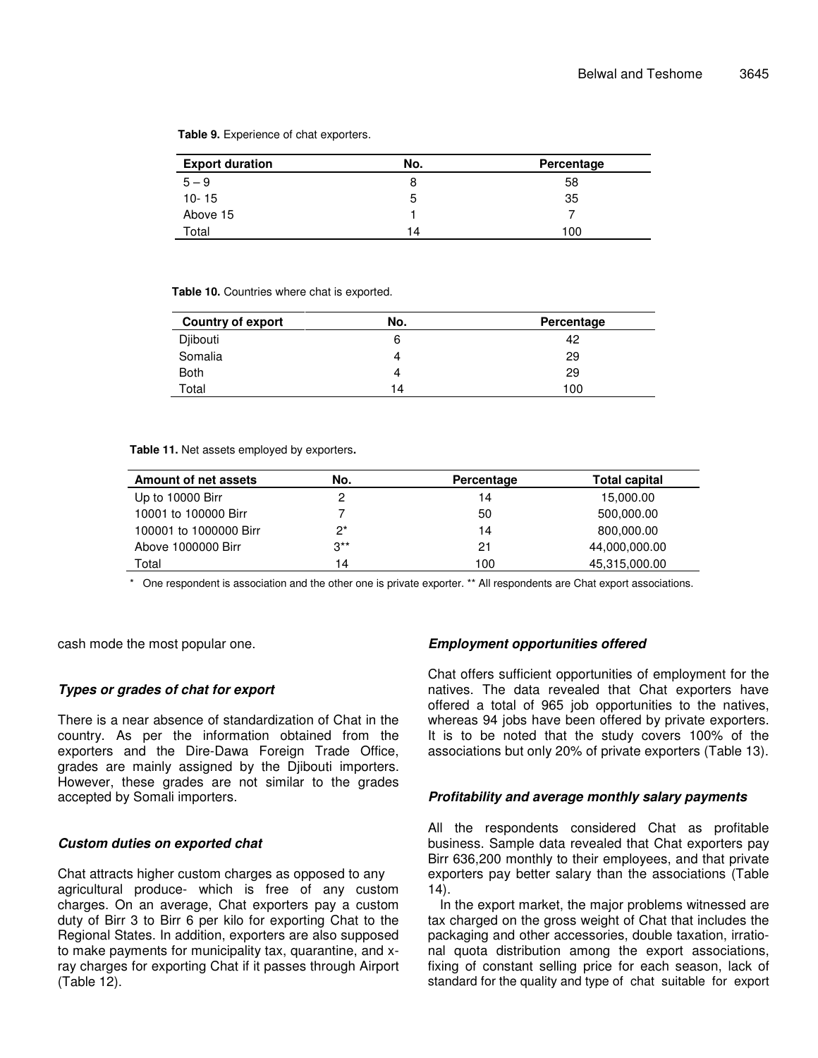**Table 9.** Experience of chat exporters.

| Export duration | No. | Percentage |
|---|---|---|
| 5 – 9 | 8 | 58 |
| 10- 15 | 5 | 35 |
| Above 15 | 1 | 7 |
| Total | 14 | 100 |

**Table 10.** Countries where chat is exported.

| Country of export | No. | Percentage |
|---|---|---|
| Djibouti | 6 | 42 |
| Somalia | 4 | 29 |
| Both | 4 | 29 |
| Total | 14 | 100 |

**Table 11.** Net assets employed by exporters**.**

| Amount of net assets | No. | Percentage | Total capital |
|---|---|---|---|
| Up to 10000 Birr | 2 | 14 | 15,000.00 |
| 10001 to 100000 Birr | 7 | 50 | 500,000.00 |
| 100001 to 1000000 Birr | 2* | 14 | 800,000.00 |
| Above 1000000 Birr | 3** | 21 | 44,000,000.00 |
| Total | 14 | 100 | 45,315,000.00 |

\* One respondent is association and the other one is private exporter. ** All respondents are Chat export associations.

cash mode the most popular one.

### *Types or grades of chat for export*

There is a near absence of standardization of Chat in the country. As per the information obtained from the exporters and the Dire-Dawa Foreign Trade Office, grades are mainly assigned by the Djibouti importers. However, these grades are not similar to the grades accepted by Somali importers.

### *Custom duties on exported chat*

Chat attracts higher custom charges as opposed to any agricultural produce- which is free of any custom charges. On an average, Chat exporters pay a custom duty of Birr 3 to Birr 6 per kilo for exporting Chat to the Regional States. In addition, exporters are also supposed to make payments for municipality tax, quarantine, and x-ray charges for exporting Chat if it passes through Airport (Table 12).

### *Employment opportunities offered*

Chat offers sufficient opportunities of employment for the natives. The data revealed that Chat exporters have offered a total of 965 job opportunities to the natives, whereas 94 jobs have been offered by private exporters. It is to be noted that the study covers 100% of the associations but only 20% of private exporters (Table 13).

### *Profitability and average monthly salary payments*

All the respondents considered Chat as profitable business. Sample data revealed that Chat exporters pay Birr 636,200 monthly to their employees, and that private exporters pay better salary than the associations (Table 14).

In the export market, the major problems witnessed are tax charged on the gross weight of Chat that includes the packaging and other accessories, double taxation, irrational quota distribution among the export associations, fixing of constant selling price for each season, lack of standard for the quality and type of chat suitable for export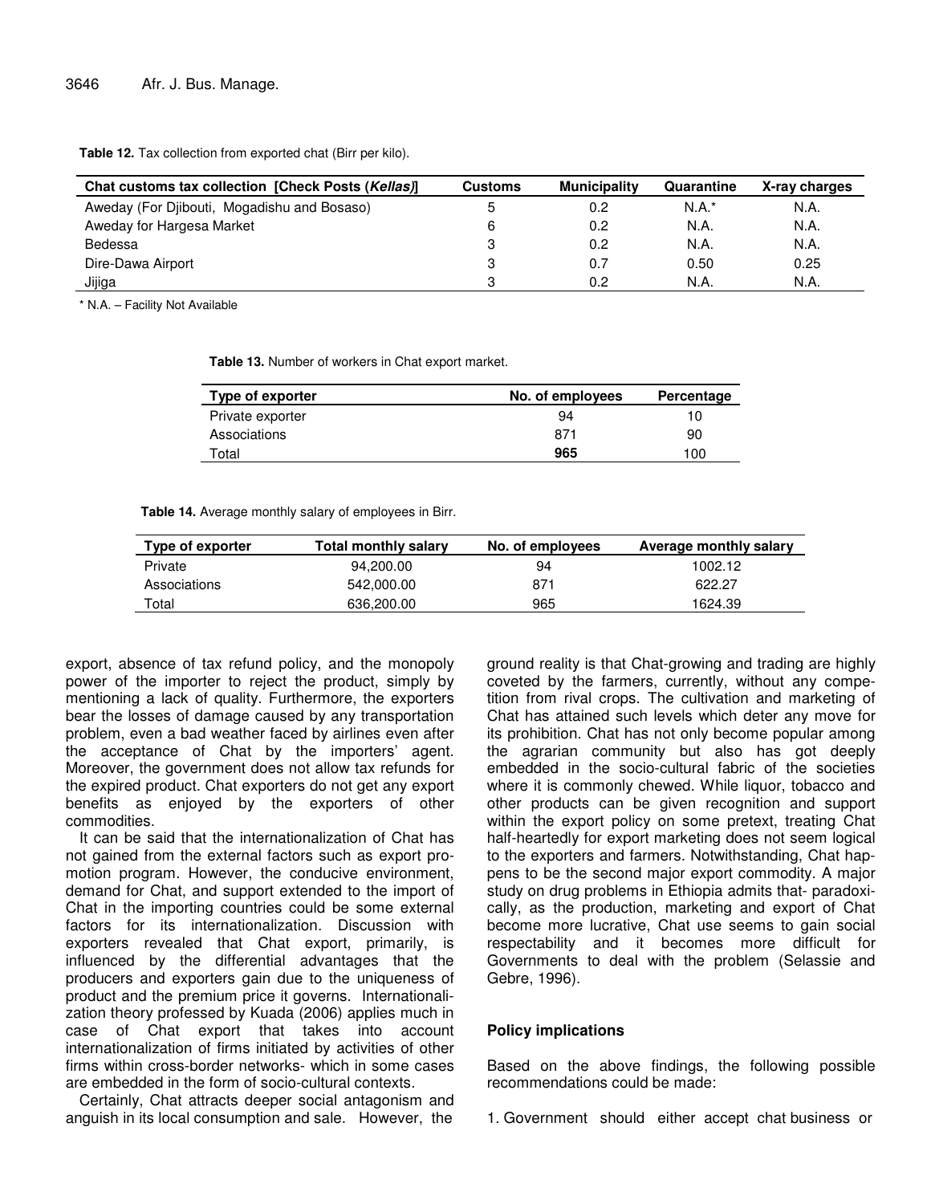**Table 12.** Tax collection from exported chat (Birr per kilo).

| Chat customs tax collection [Check Posts (*Kellas)*] | Customs | Municipality | Quarantine | X-ray charges |
|---|---|---|---|---|
| Aweday (For Djibouti, Mogadishu and Bosaso) | 5 | 0.2 | N.A.* | N.A. |
| Aweday for Hargesa Market | 6 | 0.2 | N.A. | N.A. |
| Bedessa | 3 | 0.2 | N.A. | N.A. |
| Dire-Dawa Airport | 3 | 0.7 | 0.50 | 0.25 |
| Jijiga | 3 | 0.2 | N.A. | N.A. |

* N.A. – Facility Not Available

**Table 13.** Number of workers in Chat export market.

| Type of exporter | No. of employees | Percentage |
|---|---|---|
| Private exporter | 94 | 10 |
| Associations | 871 | 90 |
| Total | **965** | 100 |

**Table 14.** Average monthly salary of employees in Birr.

| Type of exporter | Total monthly salary | No. of employees | Average monthly salary |
|---|---|---|---|
| Private | 94,200.00 | 94 | 1002.12 |
| Associations | 542,000.00 | 871 | 622.27 |
| Total | 636,200.00 | 965 | 1624.39 |

export, absence of tax refund policy, and the monopoly power of the importer to reject the product, simply by mentioning a lack of quality. Furthermore, the exporters bear the losses of damage caused by any transportation problem, even a bad weather faced by airlines even after the acceptance of Chat by the importers' agent. Moreover, the government does not allow tax refunds for the expired product. Chat exporters do not get any export benefits as enjoyed by the exporters of other commodities.

It can be said that the internationalization of Chat has not gained from the external factors such as export promotion program. However, the conducive environment, demand for Chat, and support extended to the import of Chat in the importing countries could be some external factors for its internationalization. Discussion with exporters revealed that Chat export, primarily, is influenced by the differential advantages that the producers and exporters gain due to the uniqueness of product and the premium price it governs. Internationalization theory professed by Kuada (2006) applies much in case of Chat export that takes into account internationalization of firms initiated by activities of other firms within cross-border networks- which in some cases are embedded in the form of socio-cultural contexts.

Certainly, Chat attracts deeper social antagonism and anguish in its local consumption and sale. However, the ground reality is that Chat-growing and trading are highly coveted by the farmers, currently, without any competition from rival crops. The cultivation and marketing of Chat has attained such levels which deter any move for its prohibition. Chat has not only become popular among the agrarian community but also has got deeply embedded in the socio-cultural fabric of the societies where it is commonly chewed. While liquor, tobacco and other products can be given recognition and support within the export policy on some pretext, treating Chat half-heartedly for export marketing does not seem logical to the exporters and farmers. Notwithstanding, Chat happens to be the second major export commodity. A major study on drug problems in Ethiopia admits that- paradoxically, as the production, marketing and export of Chat become more lucrative, Chat use seems to gain social respectability and it becomes more difficult for Governments to deal with the problem (Selassie and Gebre, 1996).

## Policy implications

Based on the above findings, the following possible recommendations could be made:

1. Government should either accept chat business or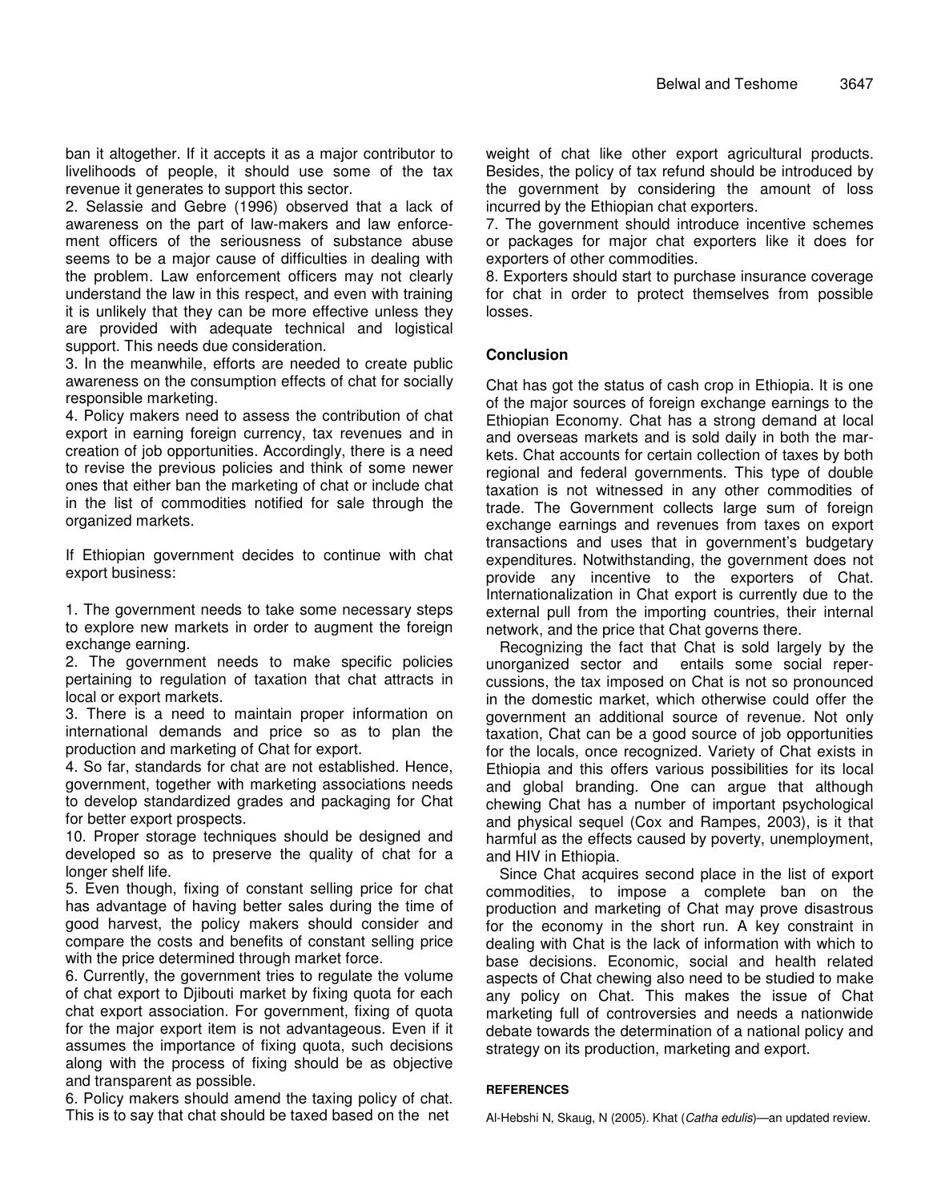ban it altogether. If it accepts it as a major contributor to livelihoods of people, it should use some of the tax revenue it generates to support this sector.

2. Selassie and Gebre (1996) observed that a lack of awareness on the part of law-makers and law enforcement officers of the seriousness of substance abuse seems to be a major cause of difficulties in dealing with the problem. Law enforcement officers may not clearly understand the law in this respect, and even with training it is unlikely that they can be more effective unless they are provided with adequate technical and logistical support. This needs due consideration.

3. In the meanwhile, efforts are needed to create public awareness on the consumption effects of chat for socially responsible marketing.

4. Policy makers need to assess the contribution of chat export in earning foreign currency, tax revenues and in creation of job opportunities. Accordingly, there is a need to revise the previous policies and think of some newer ones that either ban the marketing of chat or include chat in the list of commodities notified for sale through the organized markets.

If Ethiopian government decides to continue with chat export business:

1. The government needs to take some necessary steps to explore new markets in order to augment the foreign exchange earning.

2. The government needs to make specific policies pertaining to regulation of taxation that chat attracts in local or export markets.

3. There is a need to maintain proper information on international demands and price so as to plan the production and marketing of Chat for export.

4. So far, standards for chat are not established. Hence, government, together with marketing associations needs to develop standardized grades and packaging for Chat for better export prospects.

10. Proper storage techniques should be designed and developed so as to preserve the quality of chat for a longer shelf life.

5. Even though, fixing of constant selling price for chat has advantage of having better sales during the time of good harvest, the policy makers should consider and compare the costs and benefits of constant selling price with the price determined through market force.

6. Currently, the government tries to regulate the volume of chat export to Djibouti market by fixing quota for each chat export association. For government, fixing of quota for the major export item is not advantageous. Even if it assumes the importance of fixing quota, such decisions along with the process of fixing should be as objective and transparent as possible.

6. Policy makers should amend the taxing policy of chat. This is to say that chat should be taxed based on the net weight of chat like other export agricultural products. Besides, the policy of tax refund should be introduced by the government by considering the amount of loss incurred by the Ethiopian chat exporters.

7. The government should introduce incentive schemes or packages for major chat exporters like it does for exporters of other commodities.

8. Exporters should start to purchase insurance coverage for chat in order to protect themselves from possible losses.

## Conclusion

Chat has got the status of cash crop in Ethiopia. It is one of the major sources of foreign exchange earnings to the Ethiopian Economy. Chat has a strong demand at local and overseas markets and is sold daily in both the markets. Chat accounts for certain collection of taxes by both regional and federal governments. This type of double taxation is not witnessed in any other commodities of trade. The Government collects large sum of foreign exchange earnings and revenues from taxes on export transactions and uses that in government's budgetary expenditures. Notwithstanding, the government does not provide any incentive to the exporters of Chat. Internationalization in Chat export is currently due to the external pull from the importing countries, their internal network, and the price that Chat governs there.

Recognizing the fact that Chat is sold largely by the unorganized sector and entails some social repercussions, the tax imposed on Chat is not so pronounced in the domestic market, which otherwise could offer the government an additional source of revenue. Not only taxation, Chat can be a good source of job opportunities for the locals, once recognized. Variety of Chat exists in Ethiopia and this offers various possibilities for its local and global branding. One can argue that although chewing Chat has a number of important psychological and physical sequel (Cox and Rampes, 2003), is it that harmful as the effects caused by poverty, unemployment, and HIV in Ethiopia.

Since Chat acquires second place in the list of export commodities, to impose a complete ban on the production and marketing of Chat may prove disastrous for the economy in the short run. A key constraint in dealing with Chat is the lack of information with which to base decisions. Economic, social and health related aspects of Chat chewing also need to be studied to make any policy on Chat. This makes the issue of Chat marketing full of controversies and needs a nationwide debate towards the determination of a national policy and strategy on its production, marketing and export.

## REFERENCES

Al-Hebshi N, Skaug, N (2005). Khat (*Catha edulis*)—an updated review.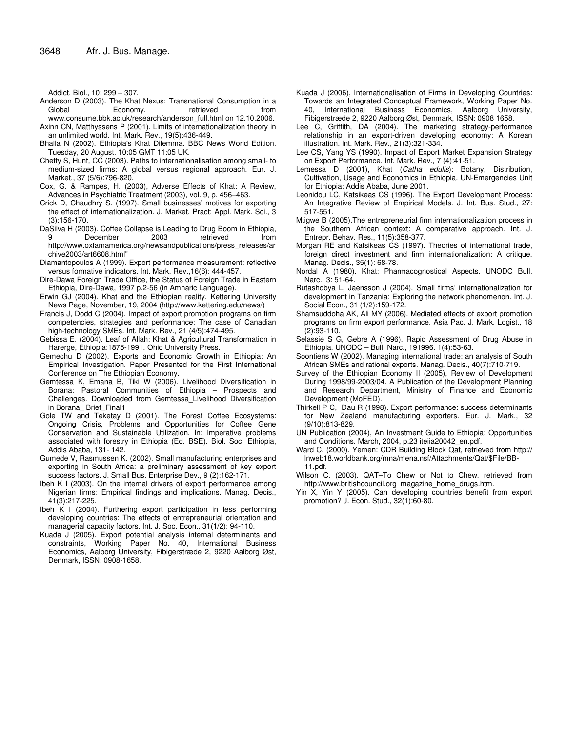Addict. Biol., 10: 299 – 307.

Anderson D (2003). The Khat Nexus: Transnational Consumption in a Global Economy. retrieved from www.consume.bbk.ac.uk/research/anderson_full.html on 12.10.2006.

Axinn CN, Matthyssens P (2001). Limits of internationalization theory in an unlimited world. Int. Mark. Rev., 19(5):436-449.

Bhalla N (2002). Ethiopia's Khat Dilemma. BBC News World Edition. Tuesday, 20 August. 10:05 GMT 11:05 UK.

Chetty S, Hunt, CC (2003). Paths to internationalisation among small- to medium-sized firms: A global versus regional approach. Eur. J. Market., 37 (5/6):796-820.

Cox, G. & Rampes, H. (2003), Adverse Effects of Khat: A Review, Advances in Psychiatric Treatment (2003), vol. 9, p. 456–463.

Crick D, Chaudhry S. (1997). Small businesses' motives for exporting the effect of internationalization. J. Market. Pract: Appl. Mark. Sci., 3 (3):156-170.

DaSilva H (2003). Coffee Collapse is Leading to Drug Boom in Ethiopia, 9 December 2003 retrieved from http://www.oxfamamerica.org/newsandpublications/press_releases/archive2003/art6608.html"

Diamantopoulos A (1999). Export performance measurement: reflective versus formative indicators. Int. Mark. Rev.,16(6): 444-457.

Dire-Dawa Foreign Trade Office, the Status of Foreign Trade in Eastern Ethiopia, Dire-Dawa, 1997 p.2-56 (in Amharic Language).

Erwin GJ (2004). Khat and the Ethiopian reality. Kettering University News Page, November, 19, 2004 (http://www.kettering.edu/news/)

Francis J, Dodd C (2004). Impact of export promotion programs on firm competencies, strategies and performance: The case of Canadian high-technology SMEs. Int. Mark. Rev., 21 (4/5):474-495.

Gebissa E. (2004). Leaf of Allah: Khat & Agricultural Transformation in Harerge, Ethiopia:1875-1991. Ohio University Press.

Gemechu D (2002). Exports and Economic Growth in Ethiopia: An Empirical Investigation. Paper Presented for the First International Conference on The Ethiopian Economy.

Gemtessa K, Emana B, Tiki W (2006). Livelihood Diversification in Borana: Pastoral Communities of Ethiopia – Prospects and Challenges. Downloaded from Gemtessa_Livelihood Diversification in Borana_ Brief_Final1

Gole TW and Teketay D (2001). The Forest Coffee Ecosystems: Ongoing Crisis, Problems and Opportunities for Coffee Gene Conservation and Sustainable Utilization. In: Imperative problems associated with forestry in Ethiopia (Ed. BSE). Biol. Soc. Ethiopia, Addis Ababa, 131- 142.

Gumede V, Rasmussen K. (2002). Small manufacturing enterprises and exporting in South Africa: a preliminary assessment of key export success factors. J. Small Bus. Enterprise Dev., 9 (2):162-171.

Ibeh K I (2003). On the internal drivers of export performance among Nigerian firms: Empirical findings and implications. Manag. Decis., 41(3):217-225.

Ibeh K I (2004). Furthering export participation in less performing developing countries: The effects of entrepreneurial orientation and managerial capacity factors. Int. J. Soc. Econ., 31(1/2): 94-110.

Kuada J (2005). Export potential analysis internal determinants and constraints, Working Paper No. 40, International Business Economics, Aalborg University, Fibigerstræde 2, 9220 Aalborg Øst, Denmark, ISSN: 0908-1658.

Kuada J (2006), Internationalisation of Firms in Developing Countries: Towards an Integrated Conceptual Framework, Working Paper No. 40, International Business Economics, Aalborg University, Fibigerstræde 2, 9220 Aalborg Øst, Denmark, ISSN: 0908 1658.

Lee C, Griffith, DA (2004). The marketing strategy-performance relationship in an export-driven developing economy: A Korean illustration. Int. Mark. Rev., 21(3):321-334.

Lee CS, Yang YS (1990). Impact of Export Market Expansion Strategy on Export Performance. Int. Mark. Rev., 7 (4):41-51.

Lemessa D (2001), Khat (*Catha edulis*): Botany, Distribution, Cultivation, Usage and Economics in Ethiopia. UN-Emergencies Unit for Ethiopia: Addis Ababa, June 2001.

Leonidou LC, Katsikeas CS (1996). The Export Development Process: An Integrative Review of Empirical Models. J. Int. Bus. Stud., 27: 517-551.

Mtigwe B (2005).The entrepreneurial firm internationalization process in the Southern African context: A comparative approach. Int. J. Entrepr. Behav. Res., 11(5):358-377.

Morgan RE and Katsikeas CS (1997). Theories of international trade, foreign direct investment and firm internationalization: A critique. Manag. Decis., 35(1): 68-78.

Nordal A (1980). Khat: Pharmacognostical Aspects. UNODC Bull. Narc., 3: 51-64.

Rutashobya L, Jaensson J (2004). Small firms' internationalization for development in Tanzania: Exploring the network phenomenon. Int. J. Social Econ., 31 (1/2):159-172.

Shamsuddoha AK, Ali MY (2006). Mediated effects of export promotion programs on firm export performance. Asia Pac. J. Mark. Logist., 18 (2):93-110.

Selassie S G, Gebre A (1996). Rapid Assessment of Drug Abuse in Ethiopia. UNODC – Bull. Narc., 191996. 1(4):53-63.

Soontiens W (2002). Managing international trade: an analysis of South African SMEs and rational exports. Manag. Decis., 40(7):710-719.

Survey of the Ethiopian Economy II (2005), Review of Development During 1998/99-2003/04. A Publication of the Development Planning and Research Department, Ministry of Finance and Economic Development (MoFED).

Thirkell P C, Dau R (1998). Export performance: success determinants for New Zealand manufacturing exporters. Eur. J. Mark., 32 (9/10):813-829.

UN Publication (2004), An Investment Guide to Ethiopia: Opportunities and Conditions. March, 2004, p.23 iteiia20042_en.pdf.

Ward C. (2000). Yemen: CDR Building Block Qat, retrieved from http:// lnweb18.worldbank.org/mna/mena.nsf/Attachments/Qat/$File/BB-11.pdf.

Wilson C. (2003). QAT–To Chew or Not to Chew. retrieved from http://www.britishcouncil.org magazine_home_drugs.htm.

Yin X, Yin Y (2005). Can developing countries benefit from export promotion? J. Econ. Stud., 32(1):60-80.